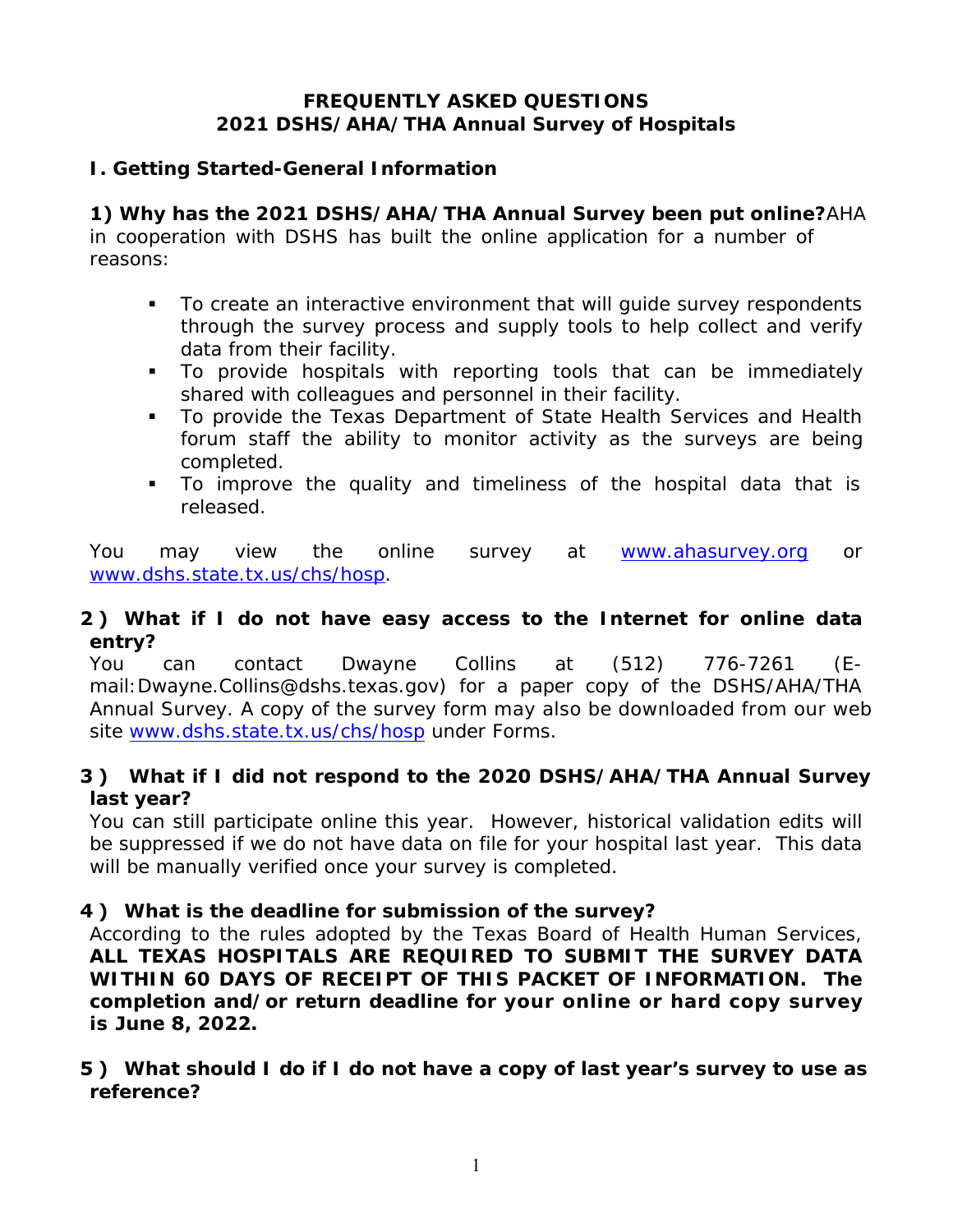# FREQUENTLY ASKED QUESTIONS
# 2021 DSHS/AHA/THA Annual Survey of Hospitals

## I. Getting Started-General Information

**1) Why has the 2021 DSHS/AHA/THA Annual Survey been put online?** AHA in cooperation with DSHS has built the online application for a number of reasons:

- To create an interactive environment that will guide survey respondents through the survey process and supply tools to help collect and verify data from their facility.
- To provide hospitals with reporting tools that can be immediately shared with colleagues and personnel in their facility.
- To provide the Texas Department of State Health Services and Health forum staff the ability to monitor activity as the surveys are being completed.
- To improve the quality and timeliness of the hospital data that is released.

You may view the online survey at www.ahasurvey.org or www.dshs.state.tx.us/chs/hosp.

**2) What if I do not have easy access to the Internet for online data entry?**

You can contact Dwayne Collins at (512) 776-7261 (E-mail: Dwayne.Collins@dshs.texas.gov) for a paper copy of the DSHS/AHA/THA Annual Survey. A copy of the survey form may also be downloaded from our web site www.dshs.state.tx.us/chs/hosp under Forms.

**3) What if I did not respond to the 2020 DSHS/AHA/THA Annual Survey last year?**

You can still participate online this year. However, historical validation edits will be suppressed if we do not have data on file for your hospital last year. This data will be manually verified once your survey is completed.

**4) What is the deadline for submission of the survey?**

According to the rules adopted by the Texas Board of Health Human Services, **ALL TEXAS HOSPITALS ARE REQUIRED TO SUBMIT THE SURVEY DATA WITHIN 60 DAYS OF RECEIPT OF THIS PACKET OF INFORMATION. The completion and/or return deadline for your online or hard copy survey is June 8, 2022.**

**5) What should I do if I do not have a copy of last year's survey to use as reference?**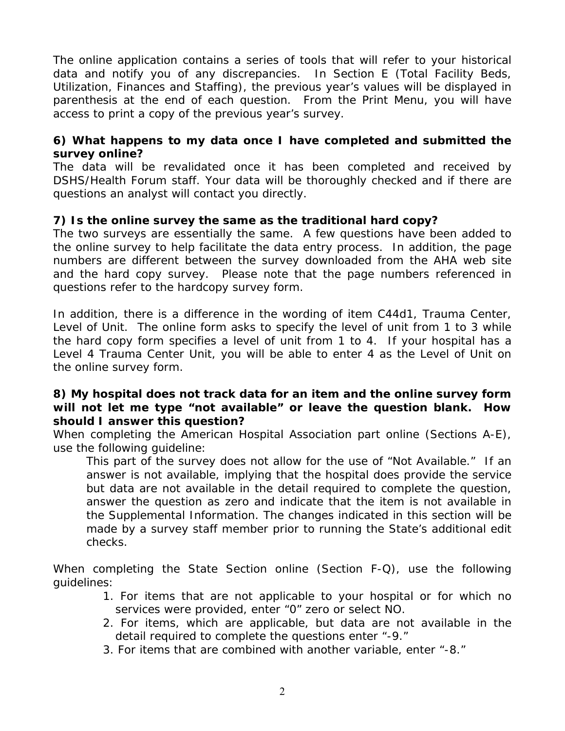The online application contains a series of tools that will refer to your historical data and notify you of any discrepancies. In Section E (Total Facility Beds, Utilization, Finances and Staffing), the previous year's values will be displayed in parenthesis at the end of each question. From the Print Menu, you will have access to print a copy of the previous year's survey.

**6) What happens to my data once I have completed and submitted the survey online?**

The data will be revalidated once it has been completed and received by DSHS/Health Forum staff. Your data will be thoroughly checked and if there are questions an analyst will contact you directly.

**7) Is the online survey the same as the traditional hard copy?**

The two surveys are essentially the same. A few questions have been added to the online survey to help facilitate the data entry process. In addition, the page numbers are different between the survey downloaded from the AHA web site and the hard copy survey. Please note that the page numbers referenced in questions refer to the hardcopy survey form.

In addition, there is a difference in the wording of item C44d1, Trauma Center, Level of Unit. The online form asks to specify the level of unit from 1 to 3 while the hard copy form specifies a level of unit from 1 to 4. If your hospital has a Level 4 Trauma Center Unit, you will be able to enter 4 as the Level of Unit on the online survey form.

**8) My hospital does not track data for an item and the online survey form will not let me type "not available" or leave the question blank. How should I answer this question?**

When completing the American Hospital Association part online (Sections A-E), use the following guideline:

> This part of the survey does not allow for the use of "Not Available." If an answer is not available, implying that the hospital does provide the service but data are not available in the detail required to complete the question, answer the question as zero and indicate that the item is not available in the Supplemental Information. The changes indicated in this section will be made by a survey staff member prior to running the State's additional edit checks.

When completing the State Section online (Section F-Q), use the following guidelines:

1. For items that are not applicable to your hospital or for which no services were provided, enter "0" zero or select NO.
2. For items, which are applicable, but data are not available in the detail required to complete the questions enter "-9."
3. For items that are combined with another variable, enter "-8."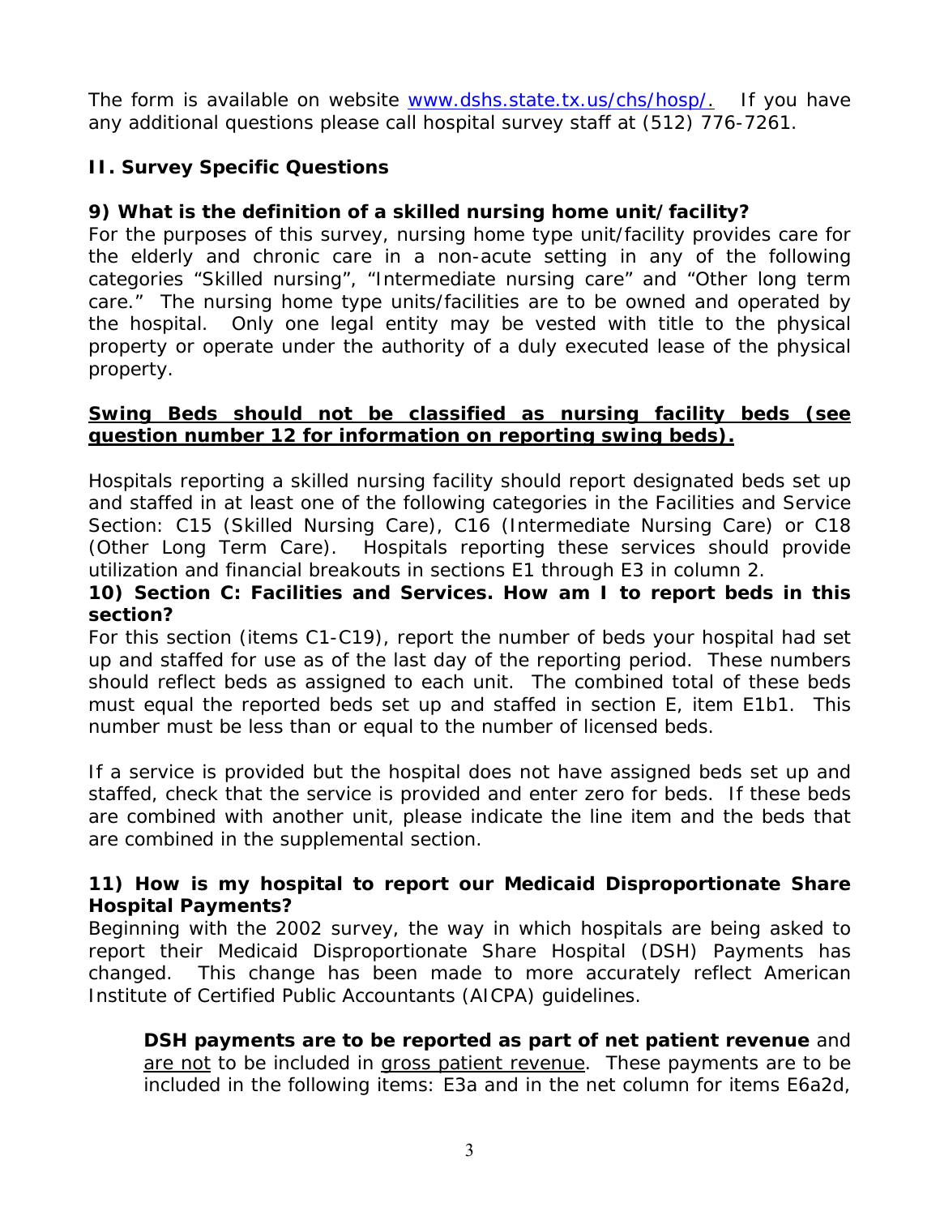The form is available on website [www.dshs.state.tx.us/chs/hosp/](http://www.dshs.state.tx.us/chs/hosp/). If you have any additional questions please call hospital survey staff at (512) 776-7261.

## II. Survey Specific Questions

### 9) What is the definition of a skilled nursing home unit/facility?

For the purposes of this survey, nursing home type unit/facility provides care for the elderly and chronic care in a non-acute setting in any of the following categories "Skilled nursing", "Intermediate nursing care" and "Other long term care." The nursing home type units/facilities are to be owned and operated by the hospital. Only one legal entity may be vested with title to the physical property or operate under the authority of a duly executed lease of the physical property.

**Swing Beds should not be classified as nursing facility beds (see question number 12 for information on reporting swing beds).**

Hospitals reporting a skilled nursing facility should report designated beds set up and staffed in at least one of the following categories in the Facilities and Service Section: C15 (Skilled Nursing Care), C16 (Intermediate Nursing Care) or C18 (Other Long Term Care). Hospitals reporting these services should provide utilization and financial breakouts in sections E1 through E3 in column 2.

### 10) Section C: Facilities and Services. How am I to report beds in this section?

For this section (items C1-C19), report the number of beds your hospital had set up and staffed for use as of the last day of the reporting period. These numbers should reflect beds as assigned to each unit. The combined total of these beds must equal the reported beds set up and staffed in section E, item E1b1. This number must be less than or equal to the number of licensed beds.

If a service is provided but the hospital does not have assigned beds set up and staffed, check that the service is provided and enter zero for beds. If these beds are combined with another unit, please indicate the line item and the beds that are combined in the supplemental section.

### 11) How is my hospital to report our Medicaid Disproportionate Share Hospital Payments?

Beginning with the 2002 survey, the way in which hospitals are being asked to report their Medicaid Disproportionate Share Hospital (DSH) Payments has changed. This change has been made to more accurately reflect American Institute of Certified Public Accountants (AICPA) guidelines.

> **DSH payments are to be reported as part of net patient revenue** and <u>are not</u> to be included in <u>gross patient revenue</u>. These payments are to be included in the following items: E3a and in the net column for items E6a2d,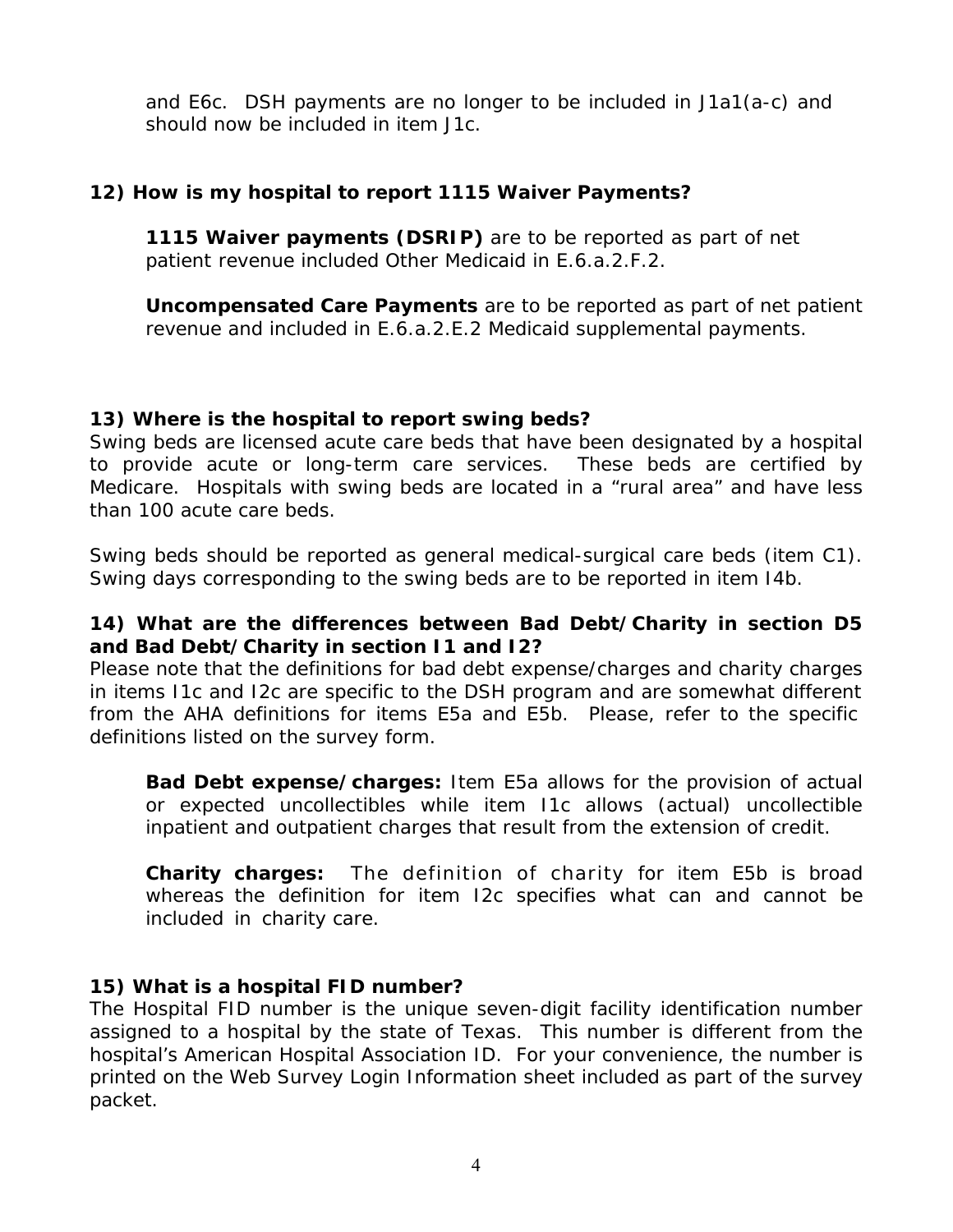and E6c. DSH payments are no longer to be included in J1a1(a-c) and should now be included in item J1c.

### 12) How is my hospital to report 1115 Waiver Payments?

**1115 Waiver payments (DSRIP)** are to be reported as part of net patient revenue included Other Medicaid in E.6.a.2.F.2.

**Uncompensated Care Payments** are to be reported as part of net patient revenue and included in E.6.a.2.E.2 Medicaid supplemental payments.

### 13) Where is the hospital to report swing beds?

Swing beds are licensed acute care beds that have been designated by a hospital to provide acute or long-term care services. These beds are certified by Medicare. Hospitals with swing beds are located in a "rural area" and have less than 100 acute care beds.

Swing beds should be reported as general medical-surgical care beds (item C1). Swing days corresponding to the swing beds are to be reported in item I4b.

### 14) What are the differences between Bad Debt/Charity in section D5 and Bad Debt/Charity in section I1 and I2?

Please note that the definitions for bad debt expense/charges and charity charges in items I1c and I2c are specific to the DSH program and are somewhat different from the AHA definitions for items E5a and E5b. Please, refer to the specific definitions listed on the survey form.

**Bad Debt expense/charges:** Item E5a allows for the provision of actual or expected uncollectibles while item I1c allows (actual) uncollectible inpatient and outpatient charges that result from the extension of credit.

**Charity charges:** The definition of charity for item E5b is broad whereas the definition for item I2c specifies what can and cannot be included in charity care.

### 15) What is a hospital FID number?

The Hospital FID number is the unique seven-digit facility identification number assigned to a hospital by the state of Texas. This number is different from the hospital's American Hospital Association ID. For your convenience, the number is printed on the Web Survey Login Information sheet included as part of the survey packet.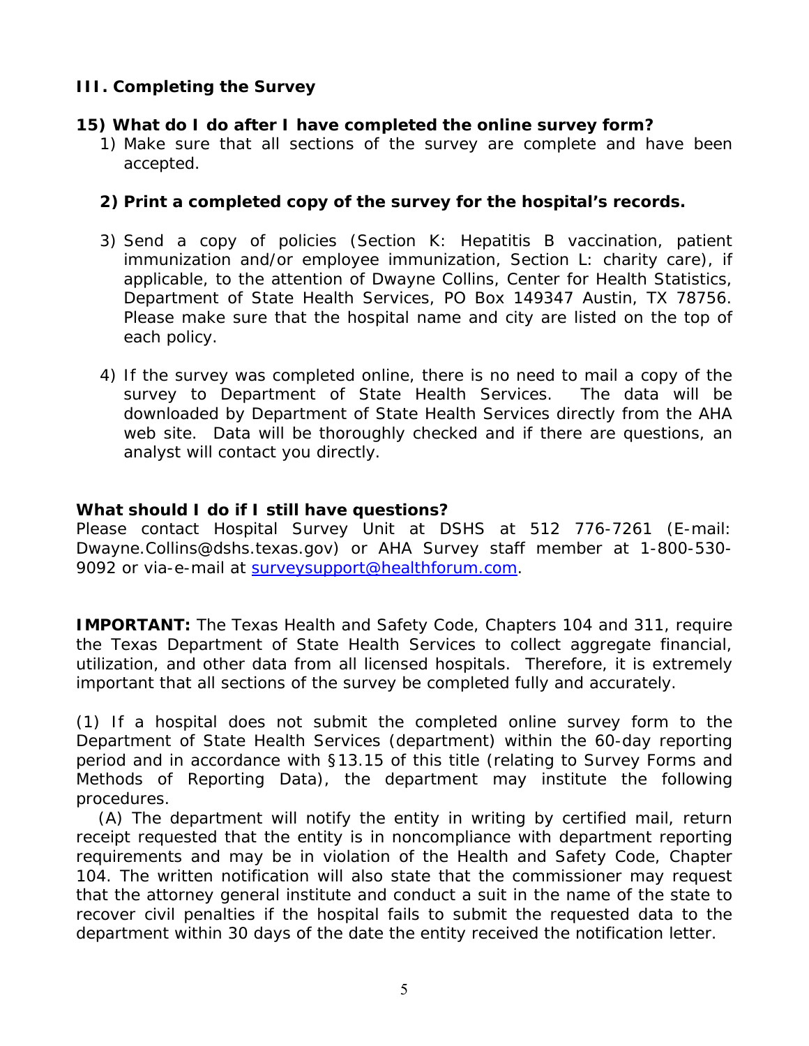## III. Completing the Survey

### 15) What do I do after I have completed the online survey form?

1) Make sure that all sections of the survey are complete and have been accepted.

2) **Print a completed copy of the survey for the hospital's records.**

3) Send a copy of policies (Section K: Hepatitis B vaccination, patient immunization and/or employee immunization, Section L: charity care), if applicable, to the attention of Dwayne Collins, Center for Health Statistics, Department of State Health Services, PO Box 149347 Austin, TX 78756. Please make sure that the hospital name and city are listed on the top of each policy.

4) If the survey was completed online, there is no need to mail a copy of the survey to Department of State Health Services. The data will be downloaded by Department of State Health Services directly from the AHA web site. Data will be thoroughly checked and if there are questions, an analyst will contact you directly.

### What should I do if I still have questions?

Please contact Hospital Survey Unit at DSHS at 512 776-7261 (E-mail: Dwayne.Collins@dshs.texas.gov) or AHA Survey staff member at 1-800-530-9092 or via-e-mail at surveysupport@healthforum.com.

**IMPORTANT:** The Texas Health and Safety Code, Chapters 104 and 311, require the Texas Department of State Health Services to collect aggregate financial, utilization, and other data from all licensed hospitals. Therefore, it is extremely important that all sections of the survey be completed fully and accurately.

(1) If a hospital does not submit the completed online survey form to the Department of State Health Services (department) within the 60-day reporting period and in accordance with §13.15 of this title (relating to Survey Forms and Methods of Reporting Data), the department may institute the following procedures.

(A) The department will notify the entity in writing by certified mail, return receipt requested that the entity is in noncompliance with department reporting requirements and may be in violation of the Health and Safety Code, Chapter 104. The written notification will also state that the commissioner may request that the attorney general institute and conduct a suit in the name of the state to recover civil penalties if the hospital fails to submit the requested data to the department within 30 days of the date the entity received the notification letter.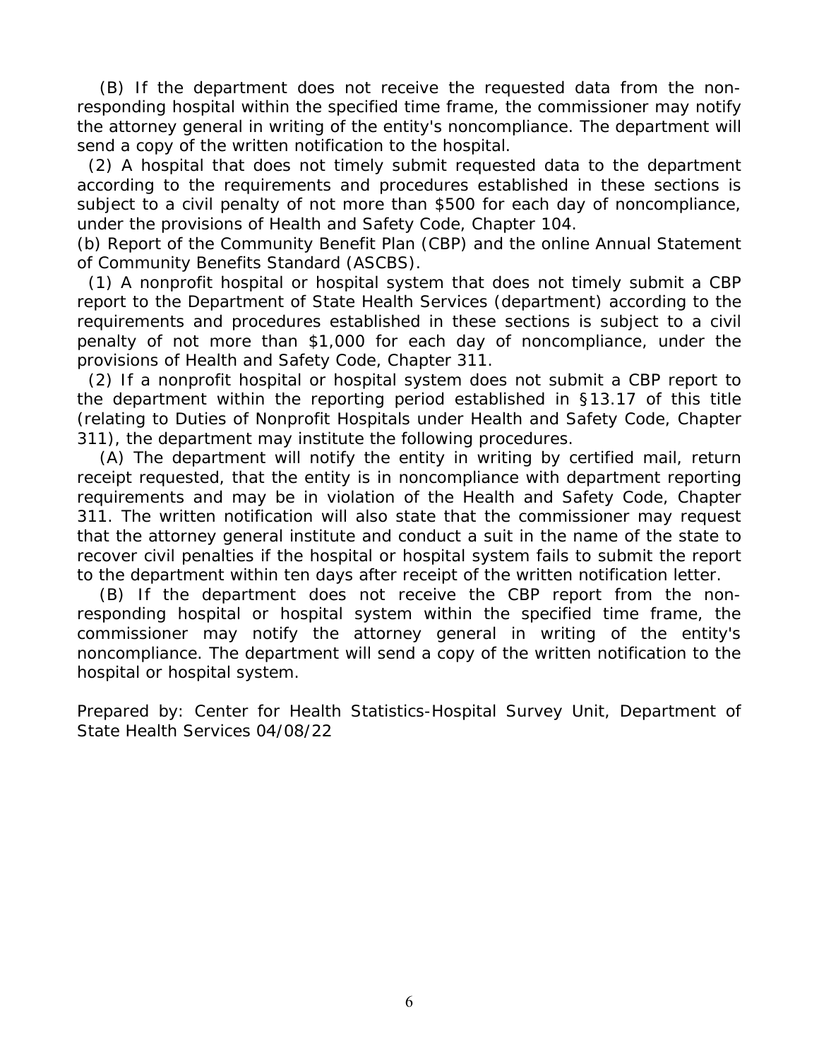(B) If the department does not receive the requested data from the non-responding hospital within the specified time frame, the commissioner may notify the attorney general in writing of the entity's noncompliance. The department will send a copy of the written notification to the hospital.

(2) A hospital that does not timely submit requested data to the department according to the requirements and procedures established in these sections is subject to a civil penalty of not more than $500 for each day of noncompliance, under the provisions of Health and Safety Code, Chapter 104.

(b) Report of the Community Benefit Plan (CBP) and the online Annual Statement of Community Benefits Standard (ASCBS).

(1) A nonprofit hospital or hospital system that does not timely submit a CBP report to the Department of State Health Services (department) according to the requirements and procedures established in these sections is subject to a civil penalty of not more than $1,000 for each day of noncompliance, under the provisions of Health and Safety Code, Chapter 311.

(2) If a nonprofit hospital or hospital system does not submit a CBP report to the department within the reporting period established in §13.17 of this title (relating to Duties of Nonprofit Hospitals under Health and Safety Code, Chapter 311), the department may institute the following procedures.

(A) The department will notify the entity in writing by certified mail, return receipt requested, that the entity is in noncompliance with department reporting requirements and may be in violation of the Health and Safety Code, Chapter 311. The written notification will also state that the commissioner may request that the attorney general institute and conduct a suit in the name of the state to recover civil penalties if the hospital or hospital system fails to submit the report to the department within ten days after receipt of the written notification letter.

(B) If the department does not receive the CBP report from the non-responding hospital or hospital system within the specified time frame, the commissioner may notify the attorney general in writing of the entity's noncompliance. The department will send a copy of the written notification to the hospital or hospital system.

Prepared by: Center for Health Statistics-Hospital Survey Unit, Department of State Health Services 04/08/22